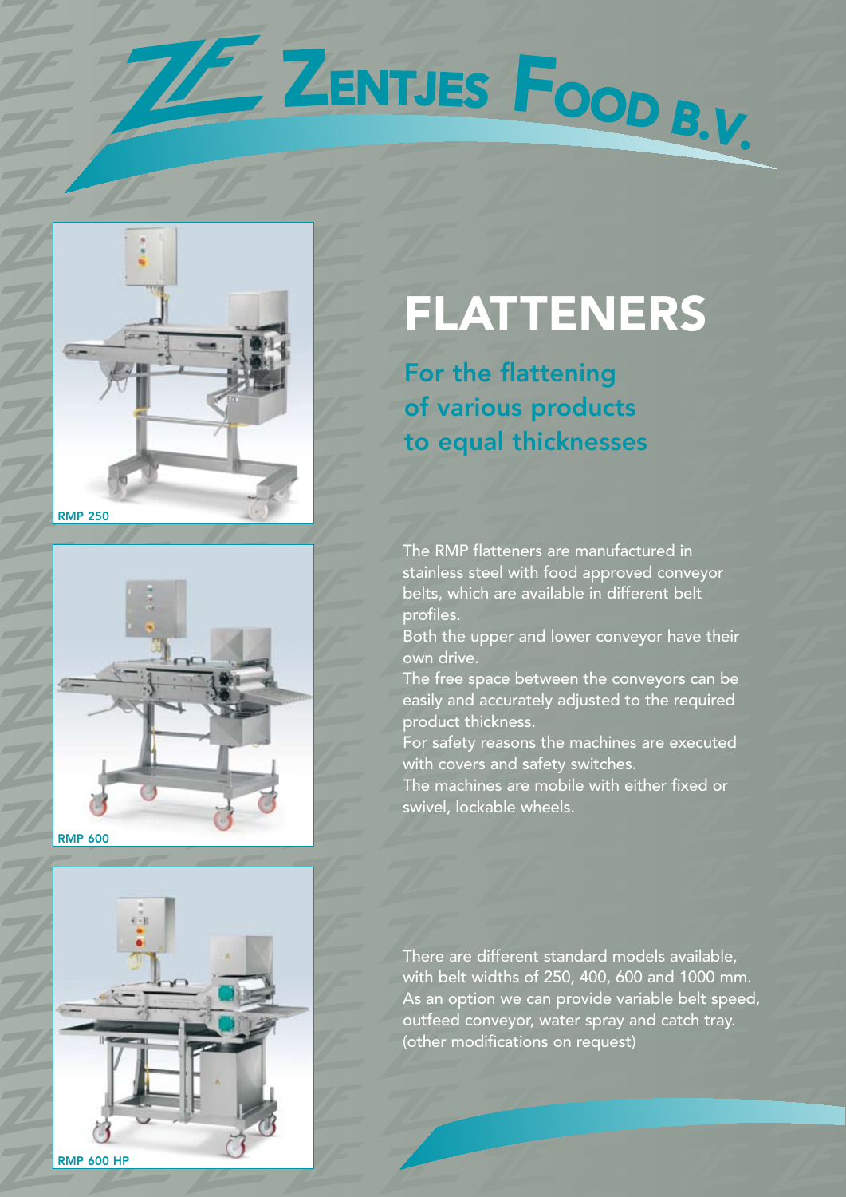# ZENTJES FOOD B.V.

RMP 250

RMP 600

RMP 600 HP

## FLATTENERS

### For the flattening of various products to equal thicknesses

The RMP flatteners are manufactured in stainless steel with food approved conveyor belts, which are available in different belt profiles.
Both the upper and lower conveyor have their own drive.
The free space between the conveyors can be easily and accurately adjusted to the required product thickness.
For safety reasons the machines are executed with covers and safety switches.
The machines are mobile with either fixed or swivel, lockable wheels.

There are different standard models available, with belt widths of 250, 400, 600 and 1000 mm.
As an option we can provide variable belt speed, outfeed conveyor, water spray and catch tray.
(other modifications on request)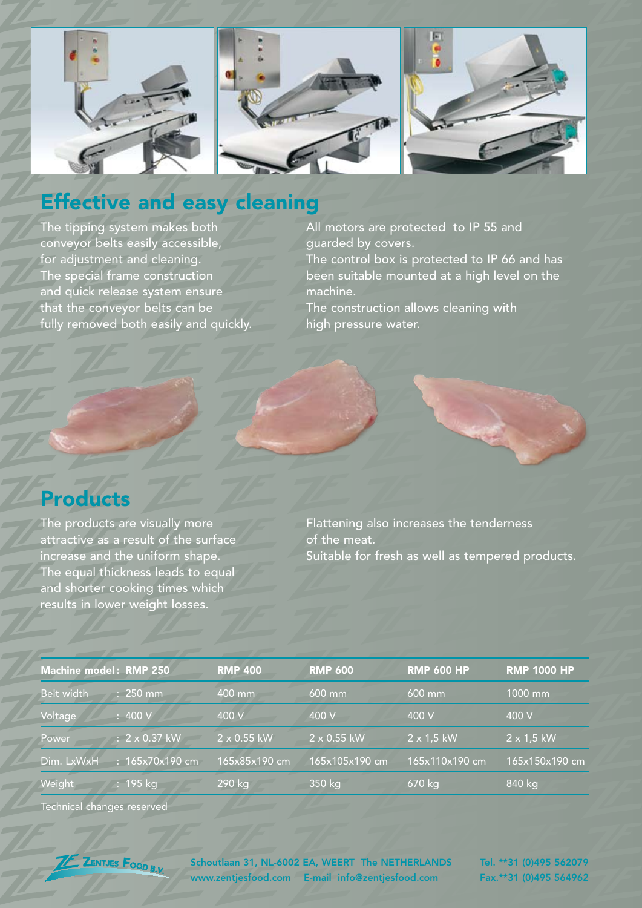## Effective and easy cleaning

The tipping system makes both conveyor belts easily accessible, for adjustment and cleaning. The special frame construction and quick release system ensure that the conveyor belts can be fully removed both easily and quickly.

All motors are protected to IP 55 and guarded by covers.
The control box is protected to IP 66 and has been suitable mounted at a high level on the machine.
The construction allows cleaning with high pressure water.

## Products

The products are visually more attractive as a result of the surface increase and the uniform shape. The equal thickness leads to equal and shorter cooking times which results in lower weight losses.

Flattening also increases the tenderness of the meat.
Suitable for fresh as well as tempered products.

| **Machine model:** | **RMP 250** | **RMP 400** | **RMP 600** | **RMP 600 HP** | **RMP 1000 HP** |
|---|---|---|---|---|---|
| Belt width | : 250 mm | 400 mm | 600 mm | 600 mm | 1000 mm |
| Voltage | : 400 V | 400 V | 400 V | 400 V | 400 V |
| Power | : 2 x 0.37 kW | 2 x 0.55 kW | 2 x 0.55 kW | 2 x 1,5 kW | 2 x 1,5 kW |
| Dim. LxWxH | : 165x70x190 cm | 165x85x190 cm | 165x105x190 cm | 165x110x190 cm | 165x150x190 cm |
| Weight | : 195 kg | 290 kg | 350 kg | 670 kg | 840 kg |

Technical changes reserved

ZENTJES FOOD B.V.

Schoutlaan 31, NL-6002 EA, WEERT The NETHERLANDS
www.zentjesfood.com E-mail info@zentjesfood.com

Tel. **31 (0)495 562079
Fax.**31 (0)495 564962